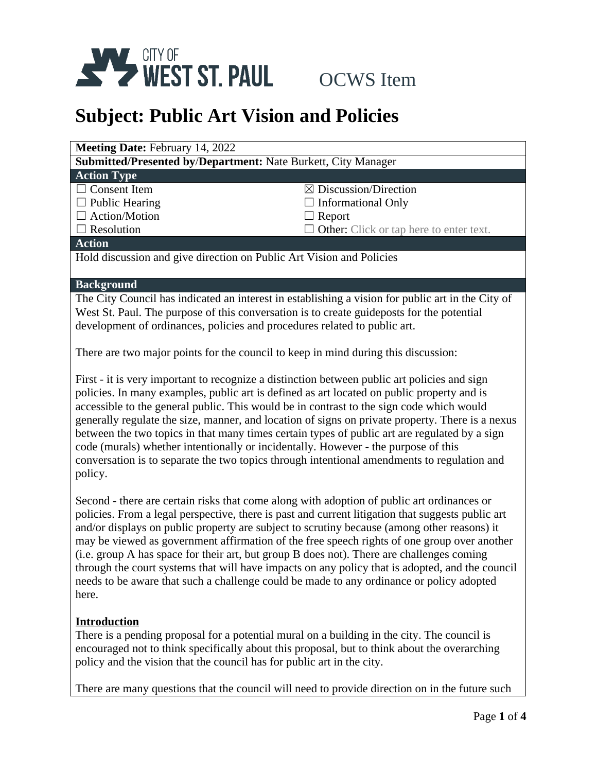CITY OF WEST ST. PAUL OCWS Item

# Subject: Public Art Vision and Policies

**Meeting Date:** February 14, 2022

**Submitted/Presented by/Department:** Nate Burkett, City Manager

**Action Type**

| | |
|---|---|
| ☐ Consent Item | ☒ Discussion/Direction |
| ☐ Public Hearing | ☐ Informational Only |
| ☐ Action/Motion | ☐ Report |
| ☐ Resolution | ☐ **Other:** Click or tap here to enter text. |

**Action**

Hold discussion and give direction on Public Art Vision and Policies

**Background**

The City Council has indicated an interest in establishing a vision for public art in the City of West St. Paul. The purpose of this conversation is to create guideposts for the potential development of ordinances, policies and procedures related to public art.

There are two major points for the council to keep in mind during this discussion:

First - it is very important to recognize a distinction between public art policies and sign policies. In many examples, public art is defined as art located on public property and is accessible to the general public. This would be in contrast to the sign code which would generally regulate the size, manner, and location of signs on private property. There is a nexus between the two topics in that many times certain types of public art are regulated by a sign code (murals) whether intentionally or incidentally. However - the purpose of this conversation is to separate the two topics through intentional amendments to regulation and policy.

Second - there are certain risks that come along with adoption of public art ordinances or policies. From a legal perspective, there is past and current litigation that suggests public art and/or displays on public property are subject to scrutiny because (among other reasons) it may be viewed as government affirmation of the free speech rights of one group over another (i.e. group A has space for their art, but group B does not). There are challenges coming through the court systems that will have impacts on any policy that is adopted, and the council needs to be aware that such a challenge could be made to any ordinance or policy adopted here.

**Introduction**

There is a pending proposal for a potential mural on a building in the city. The council is encouraged not to think specifically about this proposal, but to think about the overarching policy and the vision that the council has for public art in the city.

There are many questions that the council will need to provide direction on in the future such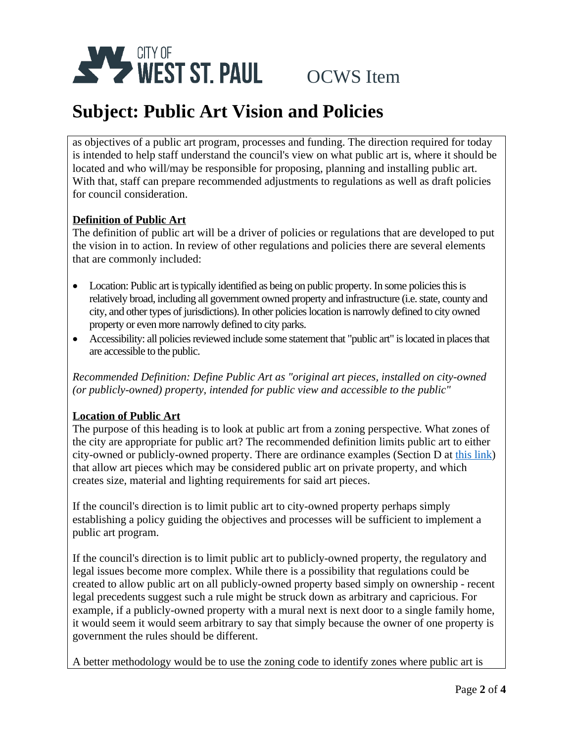as objectives of a public art program, processes and funding. The direction required for today is intended to help staff understand the council's view on what public art is, where it should be located and who will/may be responsible for proposing, planning and installing public art. With that, staff can prepare recommended adjustments to regulations as well as draft policies for council consideration.

**Definition of Public Art**

The definition of public art will be a driver of policies or regulations that are developed to put the vision in to action. In review of other regulations and policies there are several elements that are commonly included:

- Location: Public art is typically identified as being on public property. In some policies this is relatively broad, including all government owned property and infrastructure (i.e. state, county and city, and other types of jurisdictions). In other policies location is narrowly defined to city owned property or even more narrowly defined to city parks.
- Accessibility: all policies reviewed include some statement that "public art" is located in places that are accessible to the public.

*Recommended Definition: Define Public Art as "original art pieces, installed on city-owned (or publicly-owned) property, intended for public view and accessible to the public"*

**Location of Public Art**

The purpose of this heading is to look at public art from a zoning perspective. What zones of the city are appropriate for public art? The recommended definition limits public art to either city-owned or publicly-owned property. There are ordinance examples (Section D at this link) that allow art pieces which may be considered public art on private property, and which creates size, material and lighting requirements for said art pieces.

If the council's direction is to limit public art to city-owned property perhaps simply establishing a policy guiding the objectives and processes will be sufficient to implement a public art program.

If the council's direction is to limit public art to publicly-owned property, the regulatory and legal issues become more complex. While there is a possibility that regulations could be created to allow public art on all publicly-owned property based simply on ownership - recent legal precedents suggest such a rule might be struck down as arbitrary and capricious. For example, if a publicly-owned property with a mural next is next door to a single family home, it would seem it would seem arbitrary to say that simply because the owner of one property is government the rules should be different.

A better methodology would be to use the zoning code to identify zones where public art is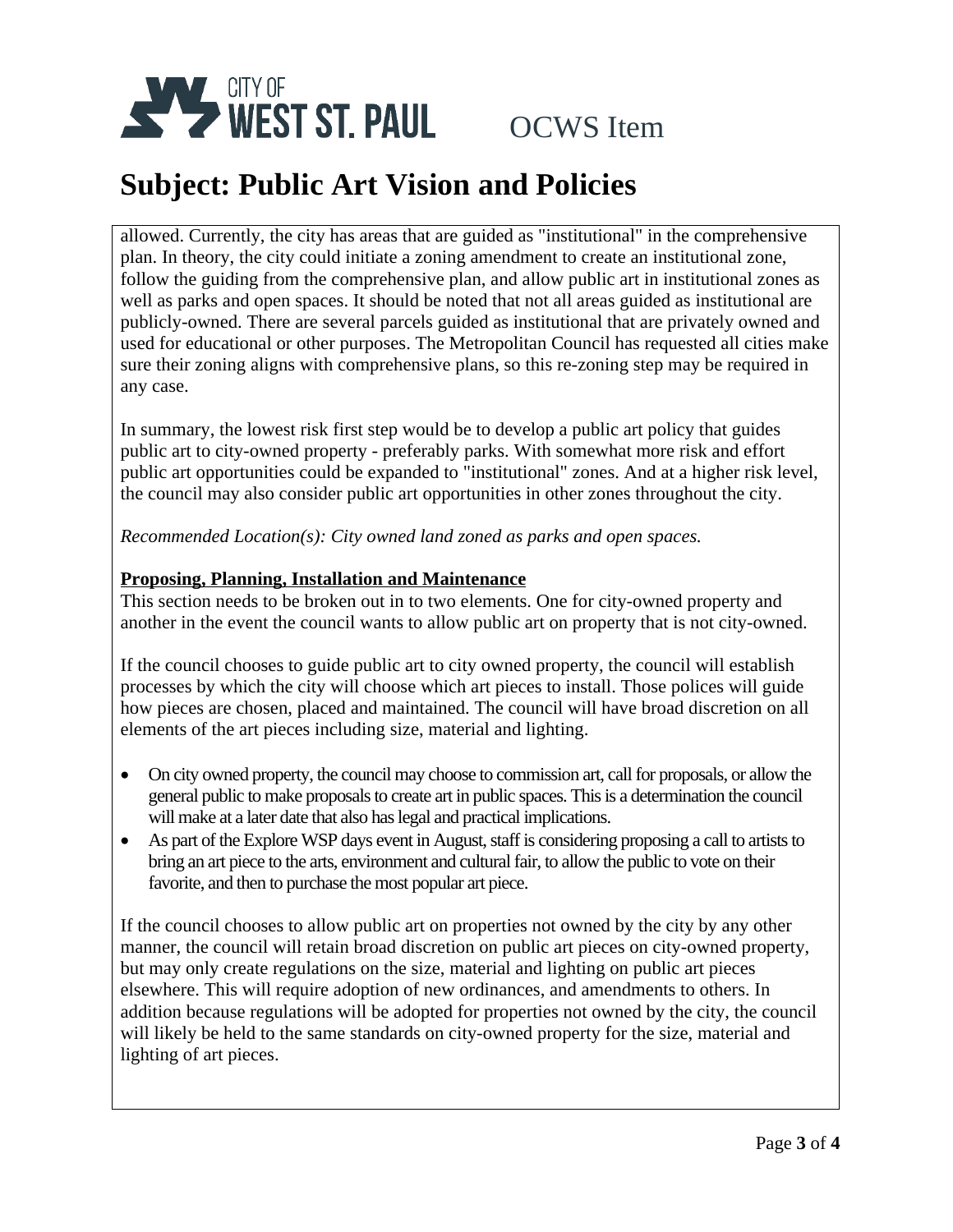allowed. Currently, the city has areas that are guided as "institutional" in the comprehensive plan. In theory, the city could initiate a zoning amendment to create an institutional zone, follow the guiding from the comprehensive plan, and allow public art in institutional zones as well as parks and open spaces. It should be noted that not all areas guided as institutional are publicly-owned. There are several parcels guided as institutional that are privately owned and used for educational or other purposes. The Metropolitan Council has requested all cities make sure their zoning aligns with comprehensive plans, so this re-zoning step may be required in any case.

In summary, the lowest risk first step would be to develop a public art policy that guides public art to city-owned property - preferably parks. With somewhat more risk and effort public art opportunities could be expanded to "institutional" zones. And at a higher risk level, the council may also consider public art opportunities in other zones throughout the city.

*Recommended Location(s): City owned land zoned as parks and open spaces.*

**Proposing, Planning, Installation and Maintenance**

This section needs to be broken out in to two elements. One for city-owned property and another in the event the council wants to allow public art on property that is not city-owned.

If the council chooses to guide public art to city owned property, the council will establish processes by which the city will choose which art pieces to install. Those polices will guide how pieces are chosen, placed and maintained. The council will have broad discretion on all elements of the art pieces including size, material and lighting.

- On city owned property, the council may choose to commission art, call for proposals, or allow the general public to make proposals to create art in public spaces. This is a determination the council will make at a later date that also has legal and practical implications.
- As part of the Explore WSP days event in August, staff is considering proposing a call to artists to bring an art piece to the arts, environment and cultural fair, to allow the public to vote on their favorite, and then to purchase the most popular art piece.

If the council chooses to allow public art on properties not owned by the city by any other manner, the council will retain broad discretion on public art pieces on city-owned property, but may only create regulations on the size, material and lighting on public art pieces elsewhere. This will require adoption of new ordinances, and amendments to others. In addition because regulations will be adopted for properties not owned by the city, the council will likely be held to the same standards on city-owned property for the size, material and lighting of art pieces.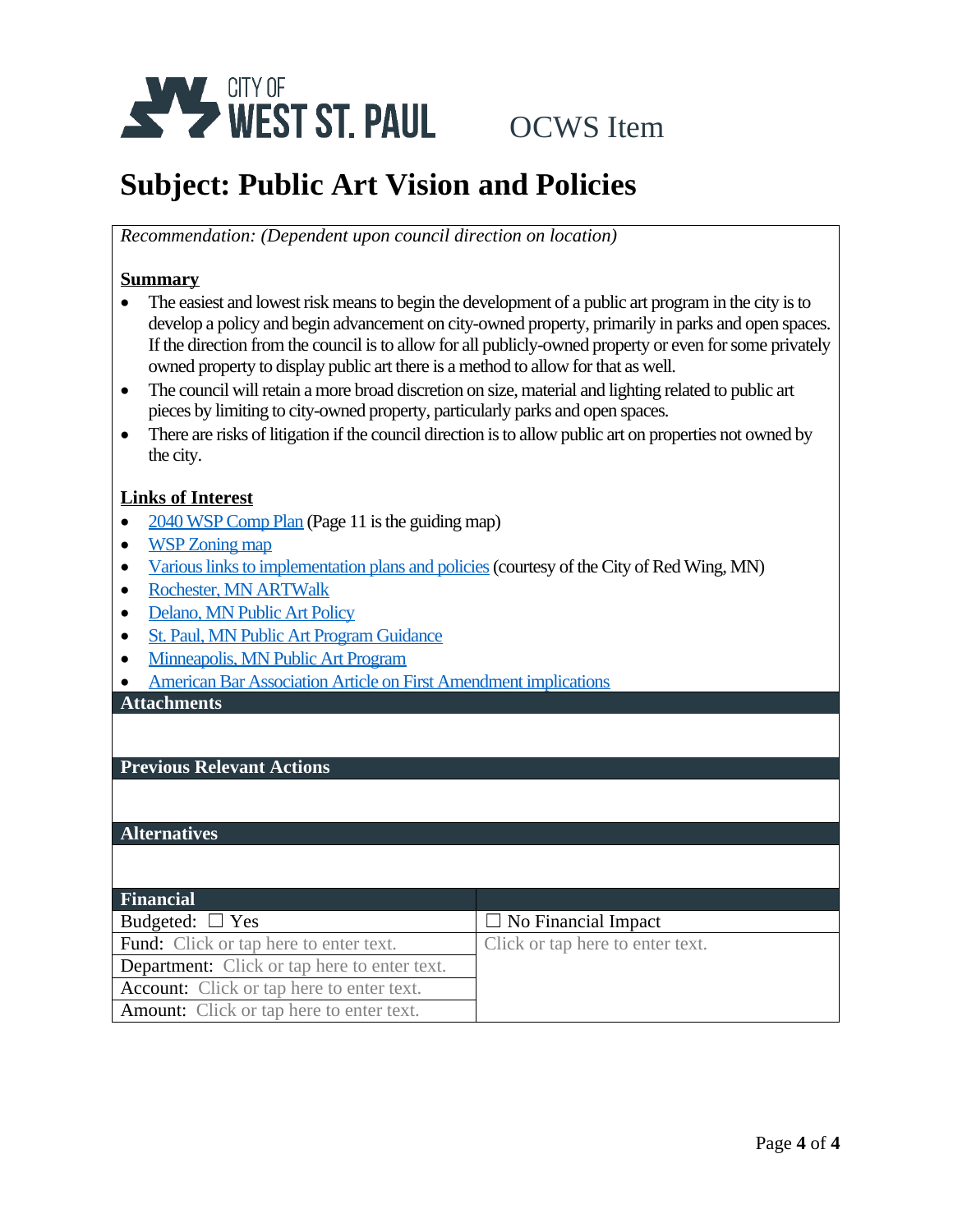CITY OF WEST ST. PAUL    OCWS Item

# Subject: Public Art Vision and Policies

*Recommendation: (Dependent upon council direction on location)*

**Summary**

- The easiest and lowest risk means to begin the development of a public art program in the city is to develop a policy and begin advancement on city-owned property, primarily in parks and open spaces. If the direction from the council is to allow for all publicly-owned property or even for some privately owned property to display public art there is a method to allow for that as well.
- The council will retain a more broad discretion on size, material and lighting related to public art pieces by limiting to city-owned property, particularly parks and open spaces.
- There are risks of litigation if the council direction is to allow public art on properties not owned by the city.

**Links of Interest**

- 2040 WSP Comp Plan (Page 11 is the guiding map)
- WSP Zoning map
- Various links to implementation plans and policies (courtesy of the City of Red Wing, MN)
- Rochester, MN ARTWalk
- Delano, MN Public Art Policy
- St. Paul, MN Public Art Program Guidance
- Minneapolis, MN Public Art Program
- American Bar Association Article on First Amendment implications

**Attachments**

**Previous Relevant Actions**

**Alternatives**

| Financial | |
|---|---|
| Budgeted: ☐ Yes | ☐ No Financial Impact |
| Fund: Click or tap here to enter text. | Click or tap here to enter text. |
| Department: Click or tap here to enter text. | |
| Account: Click or tap here to enter text. | |
| Amount: Click or tap here to enter text. | |